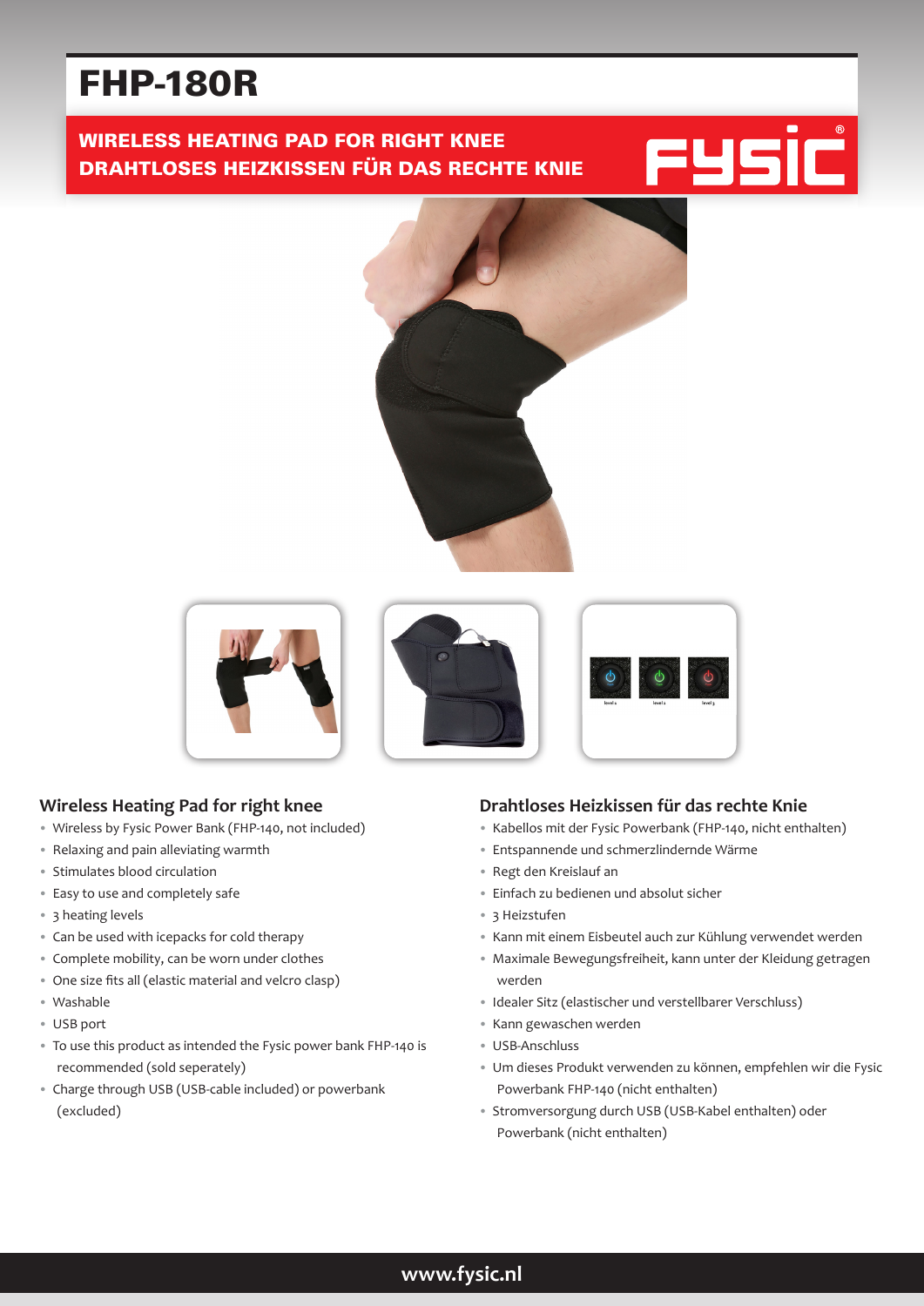# FHP-180R

## WIRELESS HEATING PAD FOR RIGHT KNEE
## DRAHTLOSES HEIZKISSEN FÜR DAS RECHTE KNIE

FYSIC®

level 1 level 2 level 3

### Wireless Heating Pad for right knee

- Wireless by Fysic Power Bank (FHP-140, not included)
- Relaxing and pain alleviating warmth
- Stimulates blood circulation
- Easy to use and completely safe
- 3 heating levels
- Can be used with icepacks for cold therapy
- Complete mobility, can be worn under clothes
- One size fits all (elastic material and velcro clasp)
- Washable
- USB port
- To use this product as intended the Fysic power bank FHP-140 is recommended (sold seperately)
- Charge through USB (USB-cable included) or powerbank (excluded)

### Drahtloses Heizkissen für das rechte Knie

- Kabellos mit der Fysic Powerbank (FHP-140, nicht enthalten)
- Entspannende und schmerzlindernde Wärme
- Regt den Kreislauf an
- Einfach zu bedienen und absolut sicher
- 3 Heizstufen
- Kann mit einem Eisbeutel auch zur Kühlung verwendet werden
- Maximale Bewegungsfreiheit, kann unter der Kleidung getragen werden
- Idealer Sitz (elastischer und verstellbarer Verschluss)
- Kann gewaschen werden
- USB-Anschluss
- Um dieses Produkt verwenden zu können, empfehlen wir die Fysic Powerbank FHP-140 (nicht enthalten)
- Stromversorgung durch USB (USB-Kabel enthalten) oder Powerbank (nicht enthalten)

www.fysic.nl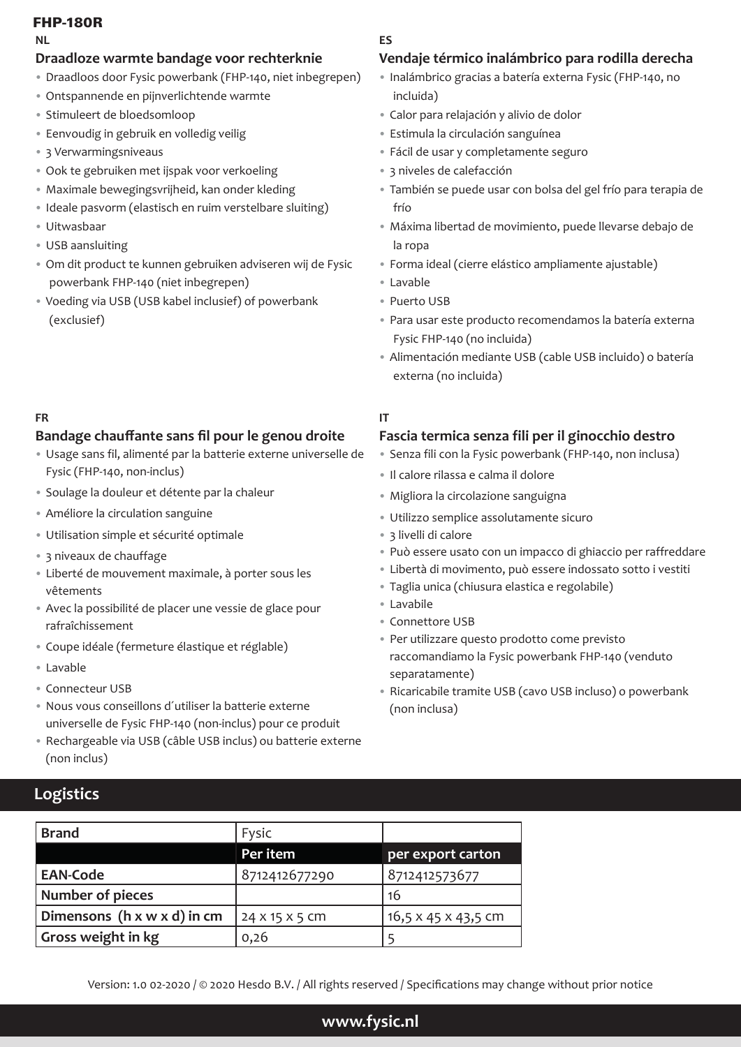# FHP-180R

**NL**

### Draadloze warmte bandage voor rechterknie

- Draadloos door Fysic powerbank (FHP-140, niet inbegrepen)
- Ontspannende en pijnverlichtende warmte
- Stimuleert de bloedsomloop
- Eenvoudig in gebruik en volledig veilig
- 3 Verwarmingsniveaus
- Ook te gebruiken met ijspak voor verkoeling
- Maximale bewegingsvrijheid, kan onder kleding
- Ideale pasvorm (elastisch en ruim verstelbare sluiting)
- Uitwasbaar
- USB aansluiting
- Om dit product te kunnen gebruiken adviseren wij de Fysic powerbank FHP-140 (niet inbegrepen)
- Voeding via USB (USB kabel inclusief) of powerbank (exclusief)

**ES**

### Vendaje térmico inalámbrico para rodilla derecha

- Inalámbrico gracias a batería externa Fysic (FHP-140, no incluida)
- Calor para relajación y alivio de dolor
- Estimula la circulación sanguínea
- Fácil de usar y completamente seguro
- 3 niveles de calefacción
- También se puede usar con bolsa del gel frío para terapia de frío
- Máxima libertad de movimiento, puede llevarse debajo de la ropa
- Forma ideal (cierre elástico ampliamente ajustable)
- Lavable
- Puerto USB
- Para usar este producto recomendamos la batería externa Fysic FHP-140 (no incluida)
- Alimentación mediante USB (cable USB incluido) o batería externa (no incluida)

**FR**

### Bandage chauffante sans fil pour le genou droite

- Usage sans fil, alimenté par la batterie externe universelle de Fysic (FHP-140, non-inclus)
- Soulage la douleur et détente par la chaleur
- Améliore la circulation sanguine
- Utilisation simple et sécurité optimale
- 3 niveaux de chauffage
- Liberté de mouvement maximale, à porter sous les vêtements
- Avec la possibilité de placer une vessie de glace pour rafraîchissement
- Coupe idéale (fermeture élastique et réglable)
- Lavable
- Connecteur USB
- Nous vous conseillons d´utiliser la batterie externe universelle de Fysic FHP-140 (non-inclus) pour ce produit
- Rechargeable via USB (câble USB inclus) ou batterie externe (non inclus)

**IT**

### Fascia termica senza fili per il ginocchio destro

- Senza fili con la Fysic powerbank (FHP-140, non inclusa)
- Il calore rilassa e calma il dolore
- Migliora la circolazione sanguigna
- Utilizzo semplice assolutamente sicuro
- 3 livelli di calore
- Può essere usato con un impacco di ghiaccio per raffreddare
- Libertà di movimento, può essere indossato sotto i vestiti
- Taglia unica (chiusura elastica e regolabile)
- Lavabile
- Connettore USB
- Per utilizzare questo prodotto come previsto raccomandiamo la Fysic powerbank FHP-140 (venduto separatamente)
- Ricaricabile tramite USB (cavo USB incluso) o powerbank (non inclusa)

## Logistics

| Brand | Fysic | |
|---|---|---|
| | **Per item** | **per export carton** |
| **EAN-Code** | 8712412677290 | 8712412573677 |
| **Number of pieces** | | 16 |
| **Dimensons (h x w x d) in cm** | 24 x 15 x 5 cm | 16,5 x 45 x 43,5 cm |
| **Gross weight in kg** | 0,26 | 5 |

Version: 1.0 02-2020 / © 2020 Hesdo B.V. / All rights reserved / Specifications may change without prior notice

**www.fysic.nl**